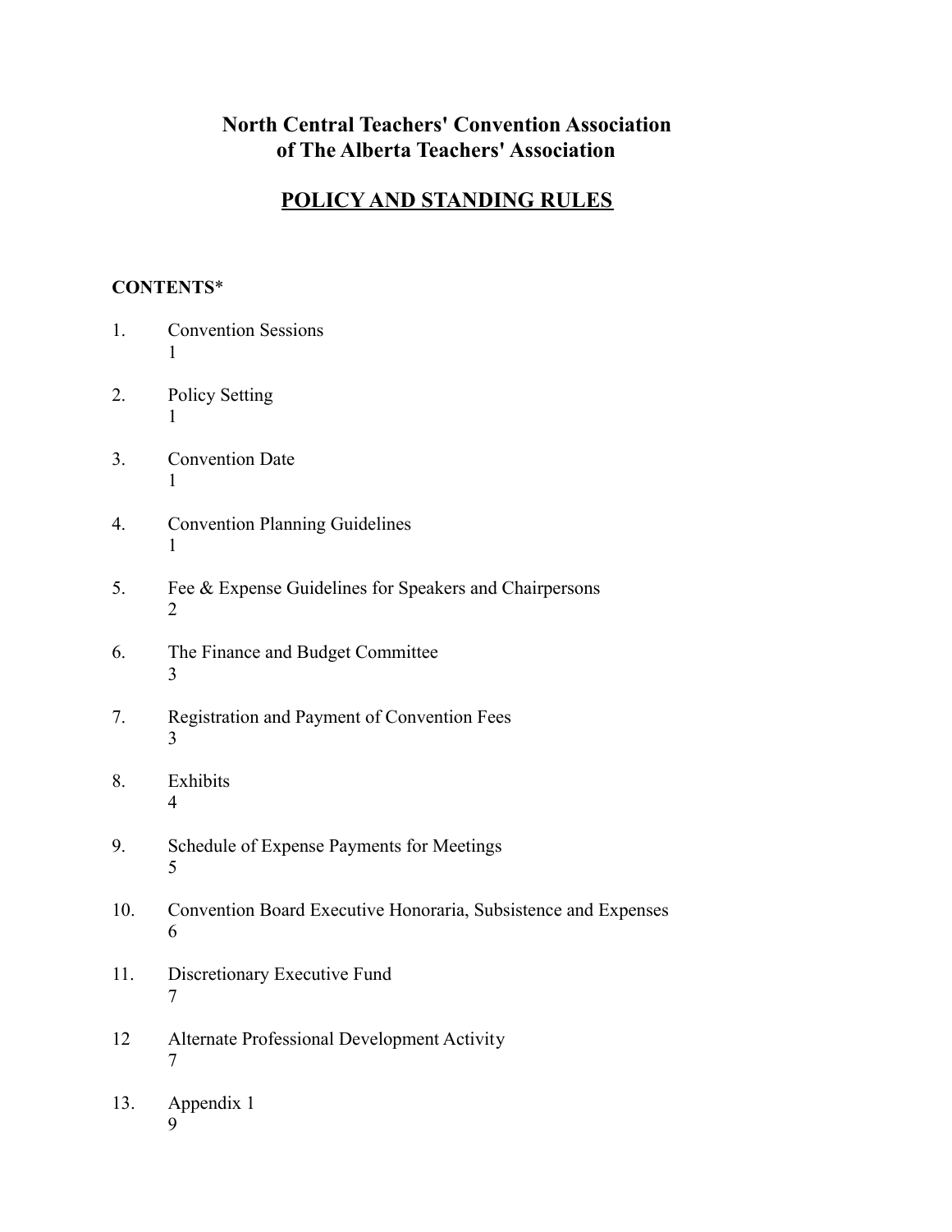# North Central Teachers' Convention Association of The Alberta Teachers' Association

## POLICY AND STANDING RULES

**CONTENTS***

| | | |
|---|---|---|
| 1. | Convention Sessions | 1 |
| 2. | Policy Setting | 1 |
| 3. | Convention Date | 1 |
| 4. | Convention Planning Guidelines | 1 |
| 5. | Fee & Expense Guidelines for Speakers and Chairpersons | 2 |
| 6. | The Finance and Budget Committee | 3 |
| 7. | Registration and Payment of Convention Fees | 3 |
| 8. | Exhibits | 4 |
| 9. | Schedule of Expense Payments for Meetings | 5 |
| 10. | Convention Board Executive Honoraria, Subsistence and Expenses | 6 |
| 11. | Discretionary Executive Fund | 7 |
| 12 | Alternate Professional Development Activity | 7 |
| 13. | Appendix 1 | 9 |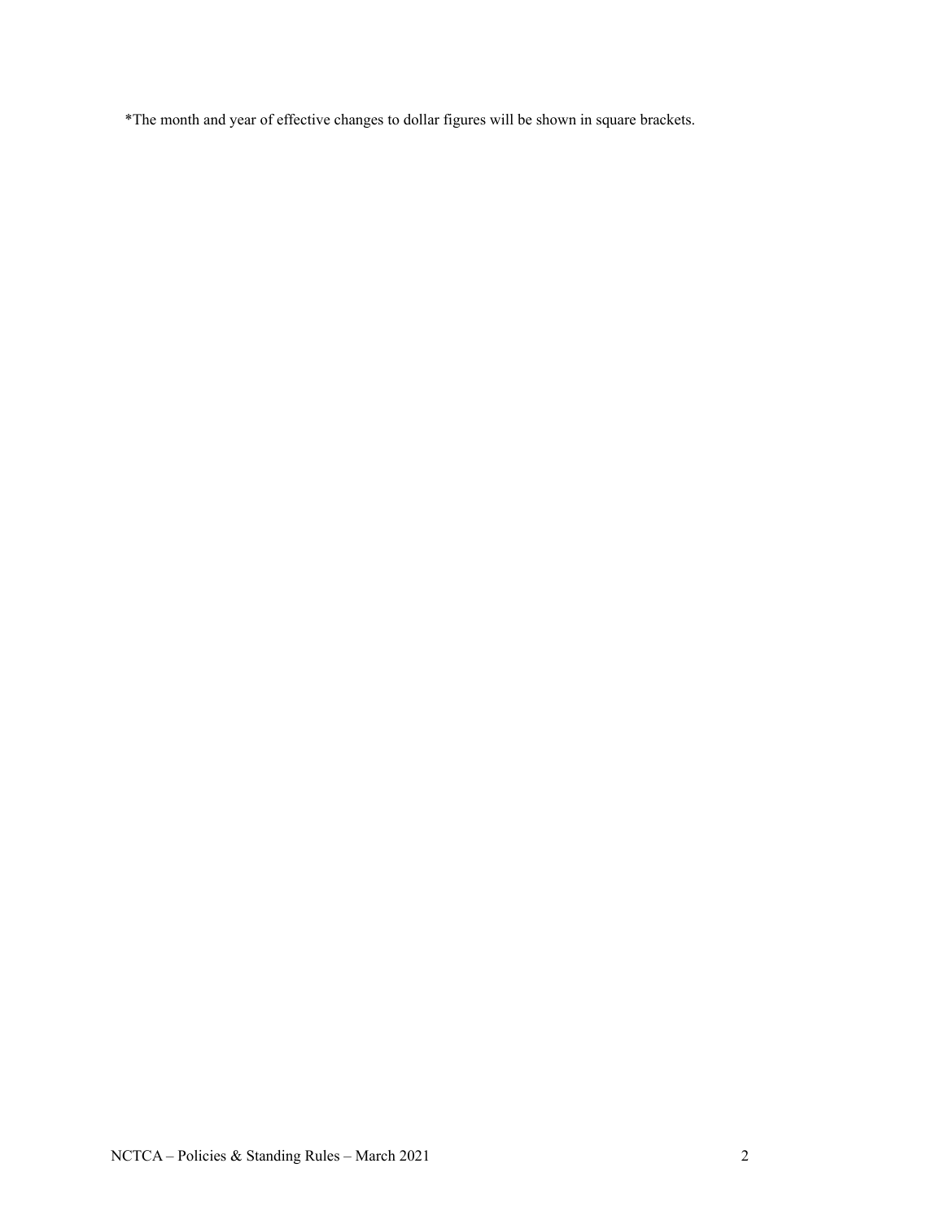*The month and year of effective changes to dollar figures will be shown in square brackets.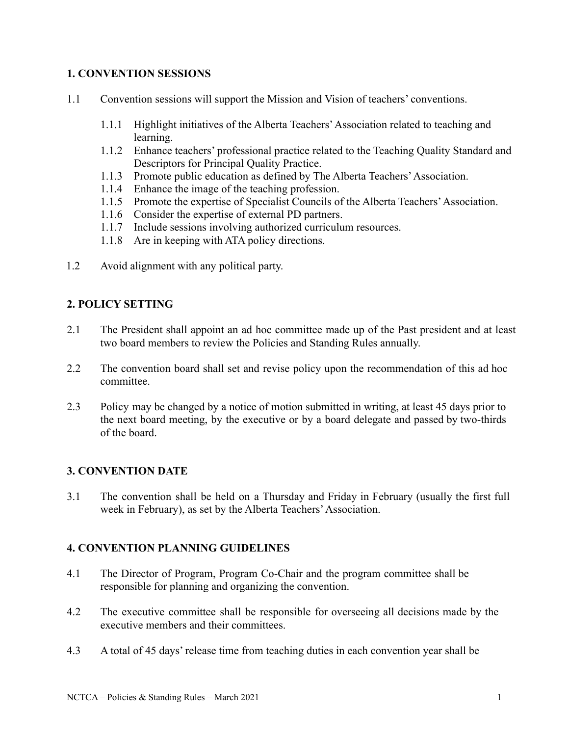## 1. CONVENTION SESSIONS

1.1 Convention sessions will support the Mission and Vision of teachers' conventions.

- 1.1.1 Highlight initiatives of the Alberta Teachers' Association related to teaching and learning.
- 1.1.2 Enhance teachers' professional practice related to the Teaching Quality Standard and Descriptors for Principal Quality Practice.
- 1.1.3 Promote public education as defined by The Alberta Teachers' Association.
- 1.1.4 Enhance the image of the teaching profession.
- 1.1.5 Promote the expertise of Specialist Councils of the Alberta Teachers' Association.
- 1.1.6 Consider the expertise of external PD partners.
- 1.1.7 Include sessions involving authorized curriculum resources.
- 1.1.8 Are in keeping with ATA policy directions.

1.2 Avoid alignment with any political party.

## 2. POLICY SETTING

2.1 The President shall appoint an ad hoc committee made up of the Past president and at least two board members to review the Policies and Standing Rules annually.

2.2 The convention board shall set and revise policy upon the recommendation of this ad hoc committee.

2.3 Policy may be changed by a notice of motion submitted in writing, at least 45 days prior to the next board meeting, by the executive or by a board delegate and passed by two-thirds of the board.

## 3. CONVENTION DATE

3.1 The convention shall be held on a Thursday and Friday in February (usually the first full week in February), as set by the Alberta Teachers' Association.

## 4. CONVENTION PLANNING GUIDELINES

4.1 The Director of Program, Program Co-Chair and the program committee shall be responsible for planning and organizing the convention.

4.2 The executive committee shall be responsible for overseeing all decisions made by the executive members and their committees.

4.3 A total of 45 days' release time from teaching duties in each convention year shall be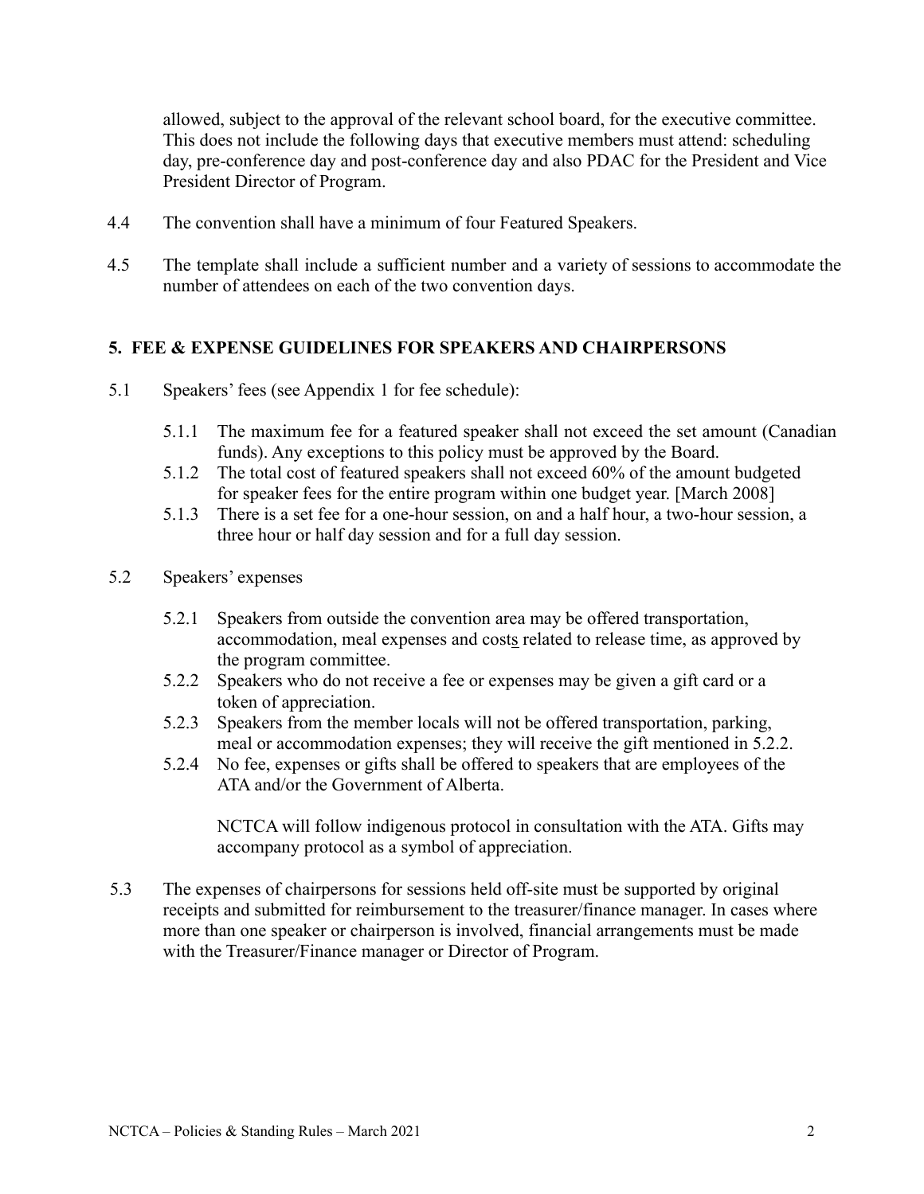allowed, subject to the approval of the relevant school board, for the executive committee. This does not include the following days that executive members must attend: scheduling day, pre-conference day and post-conference day and also PDAC for the President and Vice President Director of Program.

4.4 The convention shall have a minimum of four Featured Speakers.

4.5 The template shall include a sufficient number and a variety of sessions to accommodate the number of attendees on each of the two convention days.

## 5. FEE & EXPENSE GUIDELINES FOR SPEAKERS AND CHAIRPERSONS

5.1 Speakers' fees (see Appendix 1 for fee schedule):

- 5.1.1 The maximum fee for a featured speaker shall not exceed the set amount (Canadian funds). Any exceptions to this policy must be approved by the Board.
- 5.1.2 The total cost of featured speakers shall not exceed 60% of the amount budgeted for speaker fees for the entire program within one budget year. [March 2008]
- 5.1.3 There is a set fee for a one-hour session, on and a half hour, a two-hour session, a three hour or half day session and for a full day session.

5.2 Speakers' expenses

- 5.2.1 Speakers from outside the convention area may be offered transportation, accommodation, meal expenses and costs related to release time, as approved by the program committee.
- 5.2.2 Speakers who do not receive a fee or expenses may be given a gift card or a token of appreciation.
- 5.2.3 Speakers from the member locals will not be offered transportation, parking, meal or accommodation expenses; they will receive the gift mentioned in 5.2.2.
- 5.2.4 No fee, expenses or gifts shall be offered to speakers that are employees of the ATA and/or the Government of Alberta.

  NCTCA will follow indigenous protocol in consultation with the ATA. Gifts may accompany protocol as a symbol of appreciation.

5.3 The expenses of chairpersons for sessions held off-site must be supported by original receipts and submitted for reimbursement to the treasurer/finance manager. In cases where more than one speaker or chairperson is involved, financial arrangements must be made with the Treasurer/Finance manager or Director of Program.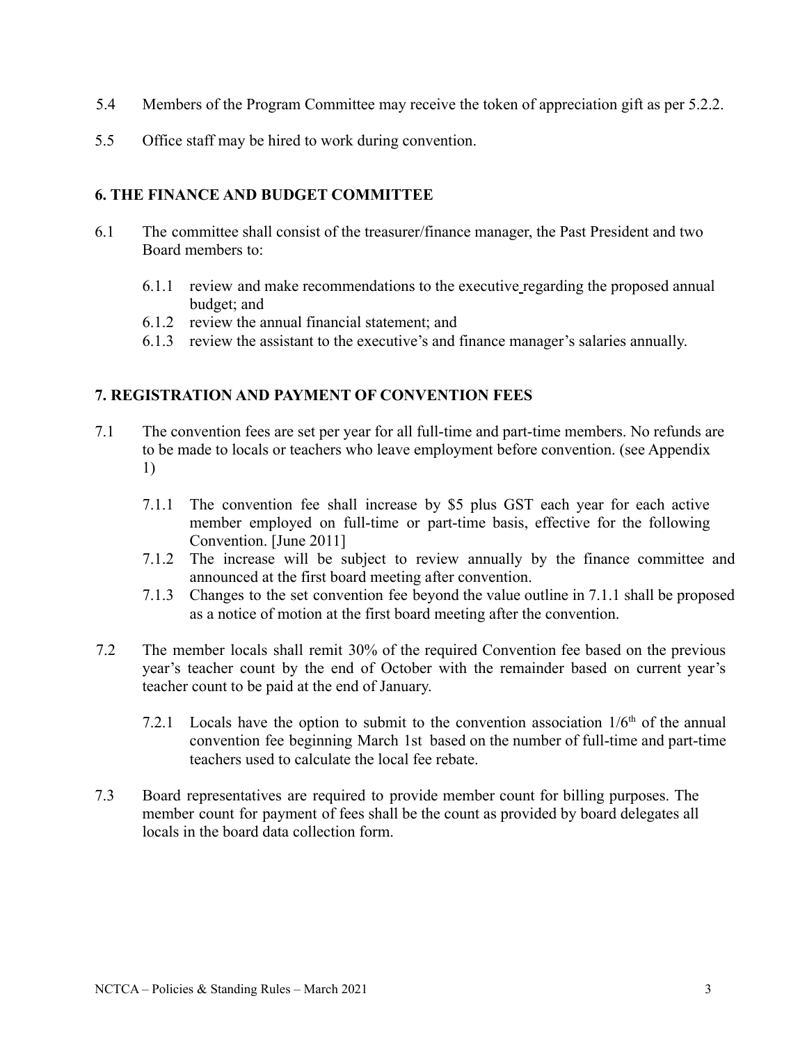5.4 Members of the Program Committee may receive the token of appreciation gift as per 5.2.2.

5.5 Office staff may be hired to work during convention.

## 6. THE FINANCE AND BUDGET COMMITTEE

6.1 The committee shall consist of the treasurer/finance manager, the Past President and two Board members to:

- 6.1.1 review and make recommendations to the executive regarding the proposed annual budget; and
- 6.1.2 review the annual financial statement; and
- 6.1.3 review the assistant to the executive's and finance manager's salaries annually.

## 7. REGISTRATION AND PAYMENT OF CONVENTION FEES

7.1 The convention fees are set per year for all full-time and part-time members. No refunds are to be made to locals or teachers who leave employment before convention. (see Appendix 1)

- 7.1.1 The convention fee shall increase by $5 plus GST each year for each active member employed on full-time or part-time basis, effective for the following Convention. [June 2011]
- 7.1.2 The increase will be subject to review annually by the finance committee and announced at the first board meeting after convention.
- 7.1.3 Changes to the set convention fee beyond the value outline in 7.1.1 shall be proposed as a notice of motion at the first board meeting after the convention.

7.2 The member locals shall remit 30% of the required Convention fee based on the previous year's teacher count by the end of October with the remainder based on current year's teacher count to be paid at the end of January.

- 7.2.1 Locals have the option to submit to the convention association 1/6th of the annual convention fee beginning March 1st based on the number of full-time and part-time teachers used to calculate the local fee rebate.

7.3 Board representatives are required to provide member count for billing purposes. The member count for payment of fees shall be the count as provided by board delegates all locals in the board data collection form.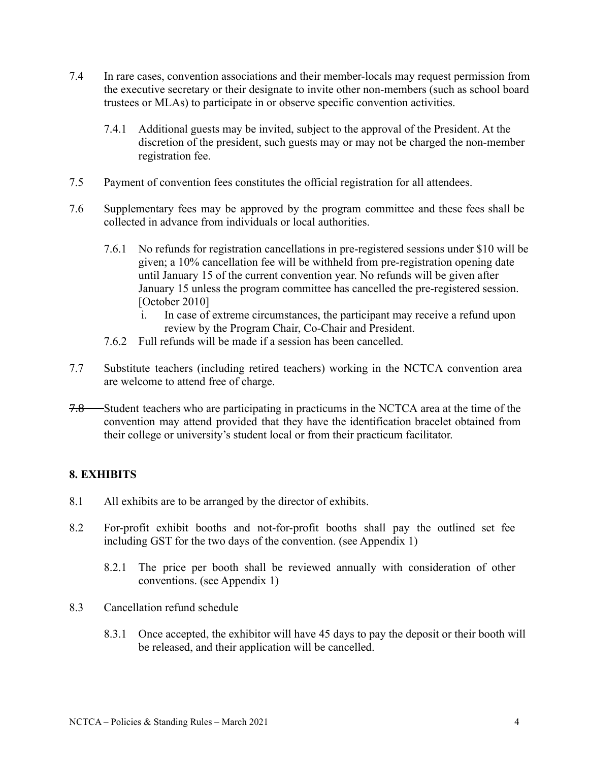7.4 In rare cases, convention associations and their member-locals may request permission from the executive secretary or their designate to invite other non-members (such as school board trustees or MLAs) to participate in or observe specific convention activities.

 7.4.1 Additional guests may be invited, subject to the approval of the President. At the discretion of the president, such guests may or may not be charged the non-member registration fee.

7.5 Payment of convention fees constitutes the official registration for all attendees.

7.6 Supplementary fees may be approved by the program committee and these fees shall be collected in advance from individuals or local authorities.

 7.6.1 No refunds for registration cancellations in pre-registered sessions under $10 will be given; a 10% cancellation fee will be withheld from pre-registration opening date until January 15 of the current convention year. No refunds will be given after January 15 unless the program committee has cancelled the pre-registered session. [October 2010]

  i. In case of extreme circumstances, the participant may receive a refund upon review by the Program Chair, Co-Chair and President.

 7.6.2 Full refunds will be made if a session has been cancelled.

7.7 Substitute teachers (including retired teachers) working in the NCTCA convention area are welcome to attend free of charge.

~~7.8~~ Student teachers who are participating in practicums in the NCTCA area at the time of the convention may attend provided that they have the identification bracelet obtained from their college or university's student local or from their practicum facilitator.

### 8. EXHIBITS

8.1 All exhibits are to be arranged by the director of exhibits.

8.2 For-profit exhibit booths and not-for-profit booths shall pay the outlined set fee including GST for the two days of the convention. (see Appendix 1)

 8.2.1 The price per booth shall be reviewed annually with consideration of other conventions. (see Appendix 1)

8.3 Cancellation refund schedule

 8.3.1 Once accepted, the exhibitor will have 45 days to pay the deposit or their booth will be released, and their application will be cancelled.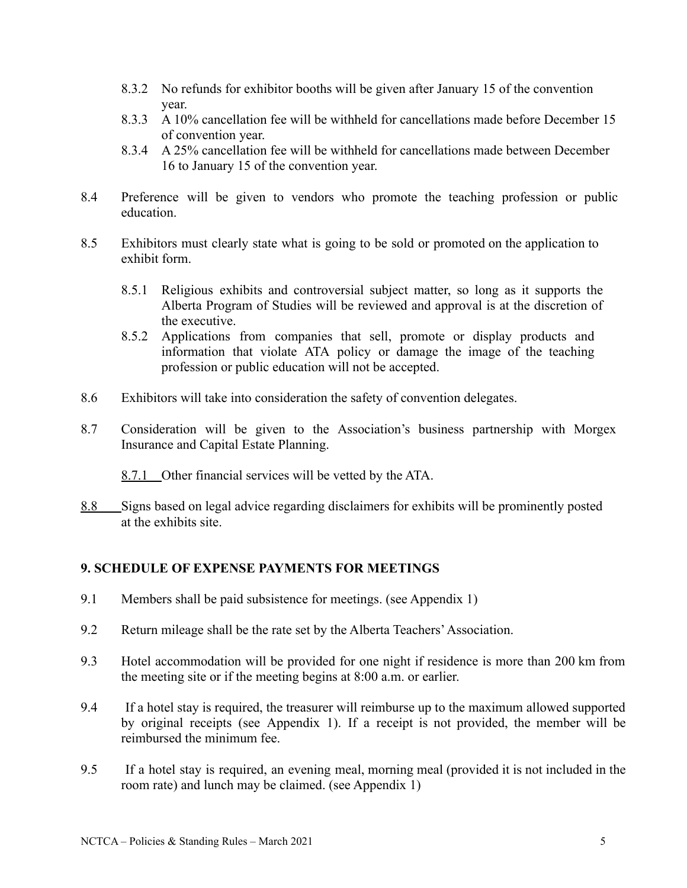- 8.3.2 No refunds for exhibitor booths will be given after January 15 of the convention year.
- 8.3.3 A 10% cancellation fee will be withheld for cancellations made before December 15 of convention year.
- 8.3.4 A 25% cancellation fee will be withheld for cancellations made between December 16 to January 15 of the convention year.

8.4 Preference will be given to vendors who promote the teaching profession or public education.

8.5 Exhibitors must clearly state what is going to be sold or promoted on the application to exhibit form.

- 8.5.1 Religious exhibits and controversial subject matter, so long as it supports the Alberta Program of Studies will be reviewed and approval is at the discretion of the executive.
- 8.5.2 Applications from companies that sell, promote or display products and information that violate ATA policy or damage the image of the teaching profession or public education will not be accepted.

8.6 Exhibitors will take into consideration the safety of convention delegates.

8.7 Consideration will be given to the Association's business partnership with Morgex Insurance and Capital Estate Planning.

- 8.7.1 Other financial services will be vetted by the ATA.

8.8 Signs based on legal advice regarding disclaimers for exhibits will be prominently posted at the exhibits site.

## 9. SCHEDULE OF EXPENSE PAYMENTS FOR MEETINGS

9.1 Members shall be paid subsistence for meetings. (see Appendix 1)

9.2 Return mileage shall be the rate set by the Alberta Teachers' Association.

9.3 Hotel accommodation will be provided for one night if residence is more than 200 km from the meeting site or if the meeting begins at 8:00 a.m. or earlier.

9.4 If a hotel stay is required, the treasurer will reimburse up to the maximum allowed supported by original receipts (see Appendix 1). If a receipt is not provided, the member will be reimbursed the minimum fee.

9.5 If a hotel stay is required, an evening meal, morning meal (provided it is not included in the room rate) and lunch may be claimed. (see Appendix 1)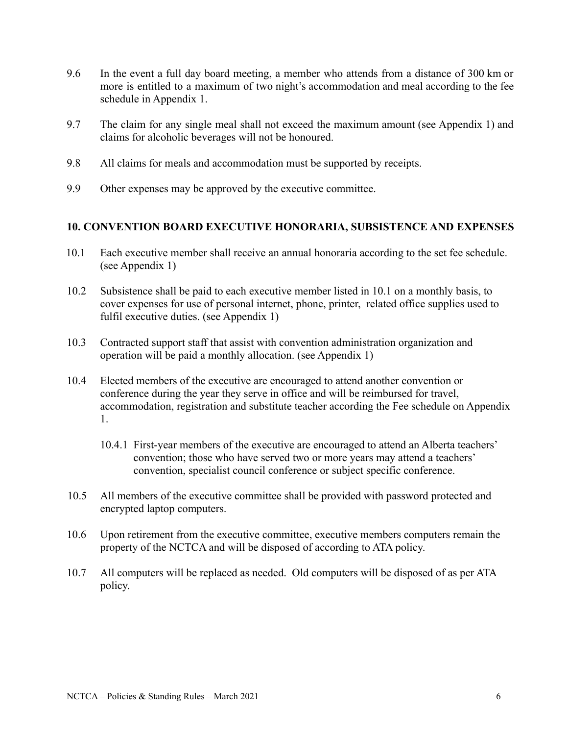9.6 In the event a full day board meeting, a member who attends from a distance of 300 km or more is entitled to a maximum of two night's accommodation and meal according to the fee schedule in Appendix 1.

9.7 The claim for any single meal shall not exceed the maximum amount (see Appendix 1) and claims for alcoholic beverages will not be honoured.

9.8 All claims for meals and accommodation must be supported by receipts.

9.9 Other expenses may be approved by the executive committee.

## 10. CONVENTION BOARD EXECUTIVE HONORARIA, SUBSISTENCE AND EXPENSES

10.1 Each executive member shall receive an annual honoraria according to the set fee schedule. (see Appendix 1)

10.2 Subsistence shall be paid to each executive member listed in 10.1 on a monthly basis, to cover expenses for use of personal internet, phone, printer, related office supplies used to fulfil executive duties. (see Appendix 1)

10.3 Contracted support staff that assist with convention administration organization and operation will be paid a monthly allocation. (see Appendix 1)

10.4 Elected members of the executive are encouraged to attend another convention or conference during the year they serve in office and will be reimbursed for travel, accommodation, registration and substitute teacher according the Fee schedule on Appendix 1.

10.4.1 First-year members of the executive are encouraged to attend an Alberta teachers' convention; those who have served two or more years may attend a teachers' convention, specialist council conference or subject specific conference.

10.5 All members of the executive committee shall be provided with password protected and encrypted laptop computers.

10.6 Upon retirement from the executive committee, executive members computers remain the property of the NCTCA and will be disposed of according to ATA policy.

10.7 All computers will be replaced as needed. Old computers will be disposed of as per ATA policy.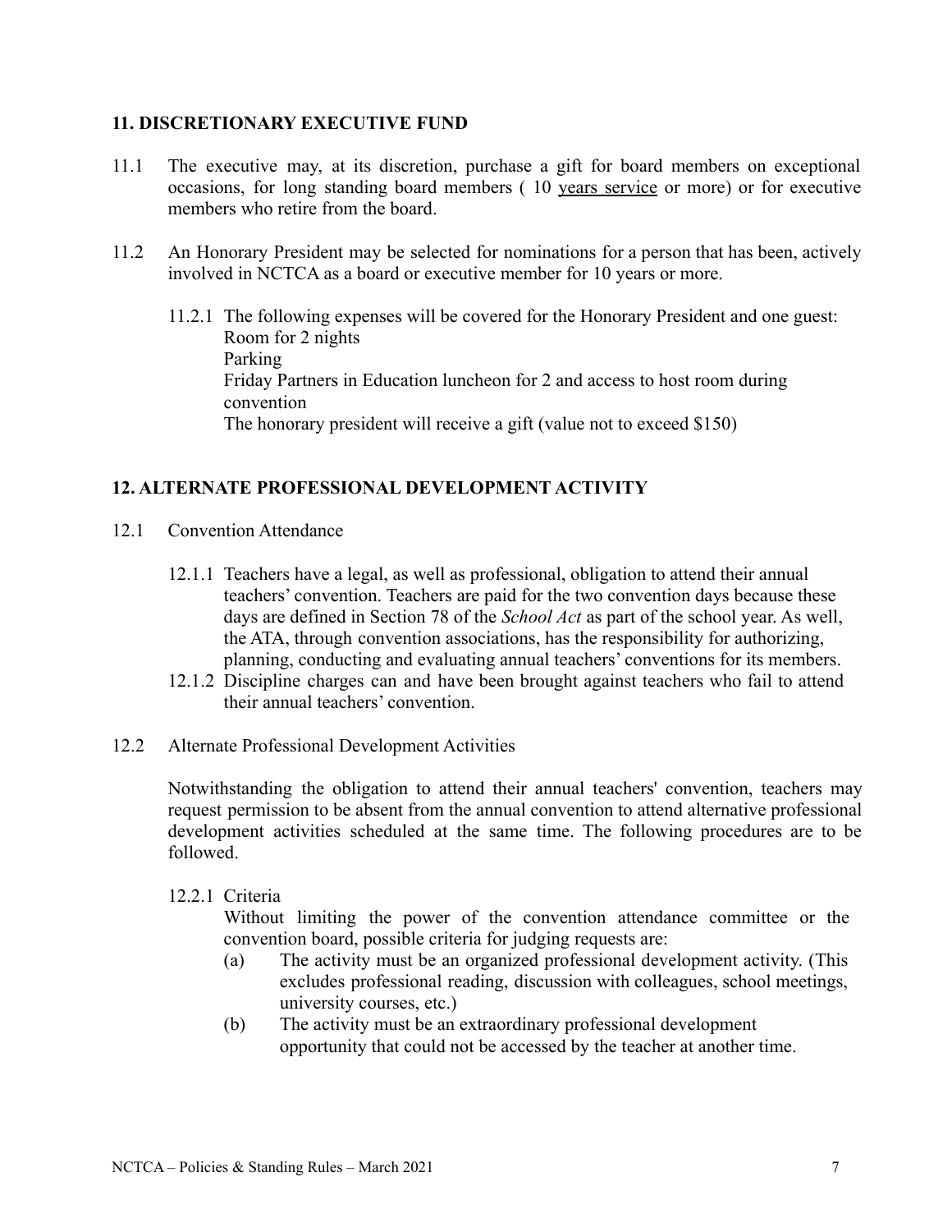## 11. DISCRETIONARY EXECUTIVE FUND

11.1 The executive may, at its discretion, purchase a gift for board members on exceptional occasions, for long standing board members ( 10 years service or more) or for executive members who retire from the board.

11.2 An Honorary President may be selected for nominations for a person that has been, actively involved in NCTCA as a board or executive member for 10 years or more.

11.2.1 The following expenses will be covered for the Honorary President and one guest:
Room for 2 nights
Parking
Friday Partners in Education luncheon for 2 and access to host room during convention
The honorary president will receive a gift (value not to exceed $150)

## 12. ALTERNATE PROFESSIONAL DEVELOPMENT ACTIVITY

12.1 Convention Attendance

12.1.1 Teachers have a legal, as well as professional, obligation to attend their annual teachers' convention. Teachers are paid for the two convention days because these days are defined in Section 78 of the *School Act* as part of the school year. As well, the ATA, through convention associations, has the responsibility for authorizing, planning, conducting and evaluating annual teachers' conventions for its members.

12.1.2 Discipline charges can and have been brought against teachers who fail to attend their annual teachers' convention.

12.2 Alternate Professional Development Activities

Notwithstanding the obligation to attend their annual teachers' convention, teachers may request permission to be absent from the annual convention to attend alternative professional development activities scheduled at the same time. The following procedures are to be followed.

12.2.1 Criteria

Without limiting the power of the convention attendance committee or the convention board, possible criteria for judging requests are:

(a) The activity must be an organized professional development activity. (This excludes professional reading, discussion with colleagues, school meetings, university courses, etc.)

(b) The activity must be an extraordinary professional development opportunity that could not be accessed by the teacher at another time.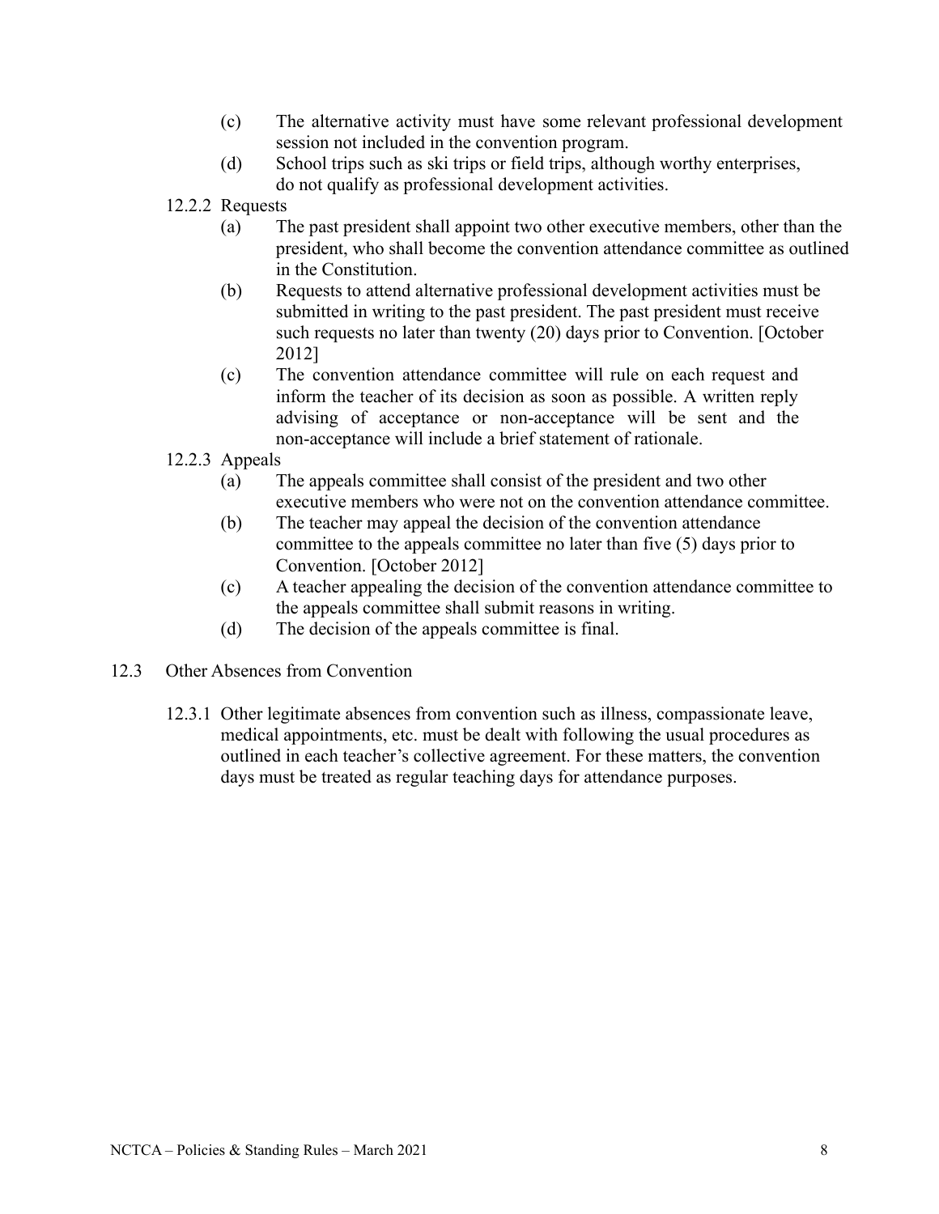(c) The alternative activity must have some relevant professional development session not included in the convention program.

(d) School trips such as ski trips or field trips, although worthy enterprises, do not qualify as professional development activities.

12.2.2 Requests

(a) The past president shall appoint two other executive members, other than the president, who shall become the convention attendance committee as outlined in the Constitution.

(b) Requests to attend alternative professional development activities must be submitted in writing to the past president. The past president must receive such requests no later than twenty (20) days prior to Convention. [October 2012]

(c) The convention attendance committee will rule on each request and inform the teacher of its decision as soon as possible. A written reply advising of acceptance or non-acceptance will be sent and the non-acceptance will include a brief statement of rationale.

12.2.3 Appeals

(a) The appeals committee shall consist of the president and two other executive members who were not on the convention attendance committee.

(b) The teacher may appeal the decision of the convention attendance committee to the appeals committee no later than five (5) days prior to Convention. [October 2012]

(c) A teacher appealing the decision of the convention attendance committee to the appeals committee shall submit reasons in writing.

(d) The decision of the appeals committee is final.

## 12.3 Other Absences from Convention

12.3.1 Other legitimate absences from convention such as illness, compassionate leave, medical appointments, etc. must be dealt with following the usual procedures as outlined in each teacher's collective agreement. For these matters, the convention days must be treated as regular teaching days for attendance purposes.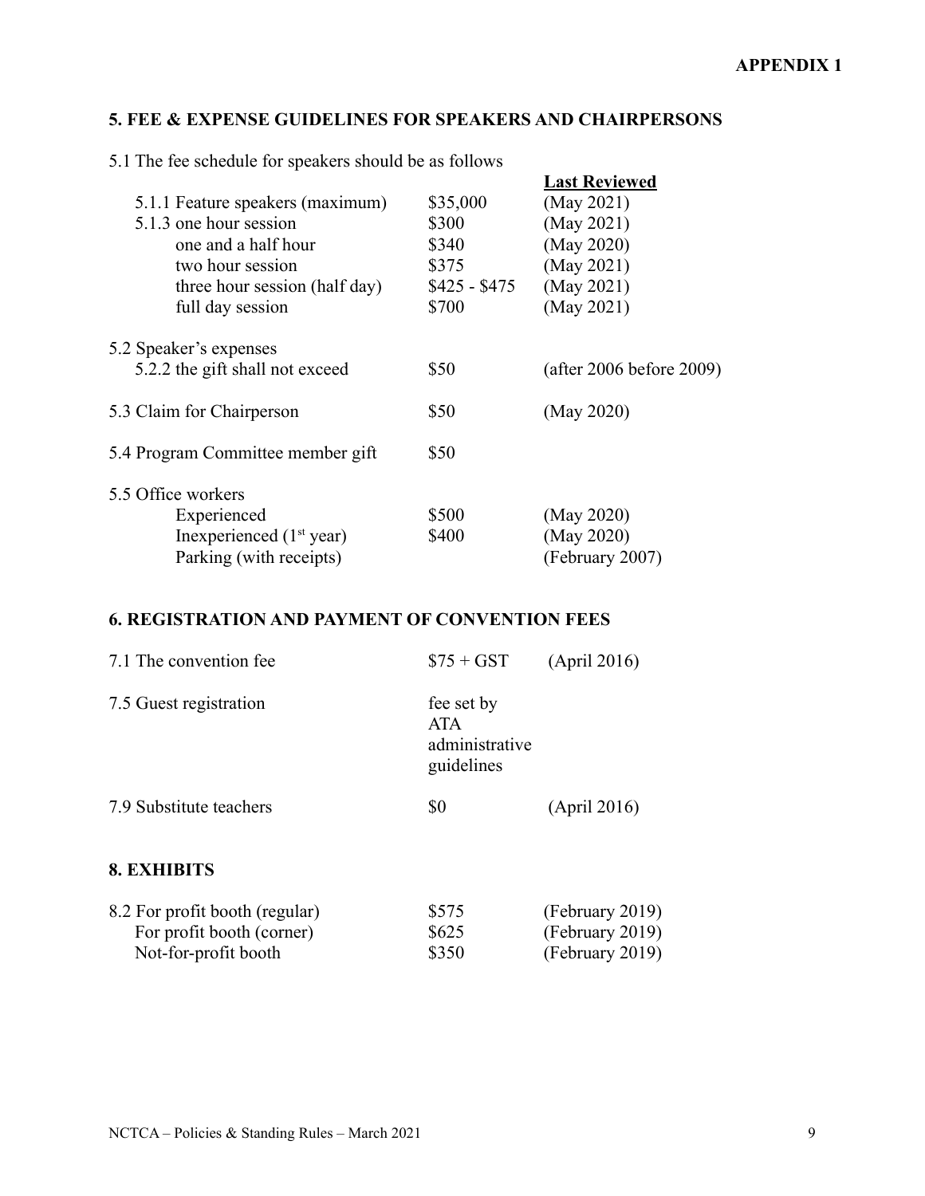**APPENDIX 1**

## 5. FEE & EXPENSE GUIDELINES FOR SPEAKERS AND CHAIRPERSONS

5.1 The fee schedule for speakers should be as follows

| | | **Last Reviewed** |
|---|---|---|
| 5.1.1 Feature speakers (maximum) | $35,000 | (May 2021) |
| 5.1.3 one hour session | $300 | (May 2021) |
| one and a half hour | $340 | (May 2020) |
| two hour session | $375 | (May 2021) |
| three hour session (half day) | $425 - $475 | (May 2021) |
| full day session | $700 | (May 2021) |
| 5.2 Speaker's expenses | | |
| 5.2.2 the gift shall not exceed | $50 | (after 2006 before 2009) |
| 5.3 Claim for Chairperson | $50 | (May 2020) |
| 5.4 Program Committee member gift | $50 | |
| 5.5 Office workers | | |
| Experienced | $500 | (May 2020) |
| Inexperienced (1st year) | $400 | (May 2020) |
| Parking (with receipts) | | (February 2007) |

## 6. REGISTRATION AND PAYMENT OF CONVENTION FEES

| | | |
|---|---|---|
| 7.1 The convention fee | $75 + GST | (April 2016) |
| 7.5 Guest registration | fee set by ATA administrative guidelines | |
| 7.9 Substitute teachers | $0 | (April 2016) |

## 8. EXHIBITS

| | | |
|---|---|---|
| 8.2 For profit booth (regular) | $575 | (February 2019) |
| For profit booth (corner) | $625 | (February 2019) |
| Not-for-profit booth | $350 | (February 2019) |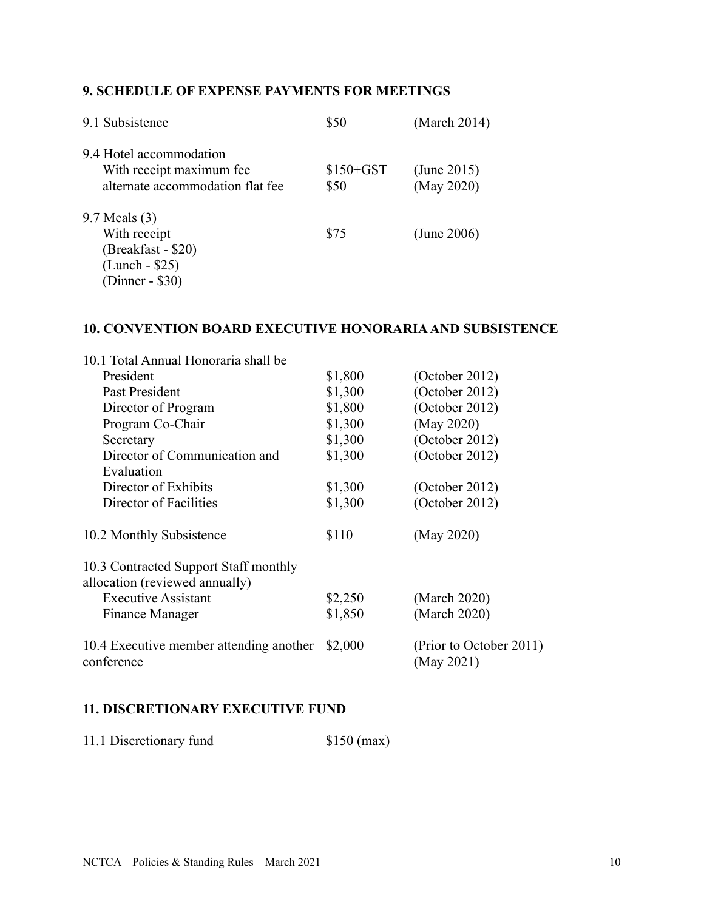## 9. SCHEDULE OF EXPENSE PAYMENTS FOR MEETINGS

| | | |
|---|---|---|
| 9.1 Subsistence | \$50 | (March 2014) |
| 9.4 Hotel accommodation | | |
| With receipt maximum fee | \$150+GST | (June 2015) |
| alternate accommodation flat fee | \$50 | (May 2020) |
| 9.7 Meals (3) | | |
| With receipt | \$75 | (June 2006) |
| (Breakfast - \$20) | | |
| (Lunch - \$25) | | |
| (Dinner - \$30) | | |

## 10. CONVENTION BOARD EXECUTIVE HONORARIA AND SUBSISTENCE

| | | |
|---|---|---|
| 10.1 Total Annual Honoraria shall be | | |
| President | \$1,800 | (October 2012) |
| Past President | \$1,300 | (October 2012) |
| Director of Program | \$1,800 | (October 2012) |
| Program Co-Chair | \$1,300 | (May 2020) |
| Secretary | \$1,300 | (October 2012) |
| Director of Communication and Evaluation | \$1,300 | (October 2012) |
| Director of Exhibits | \$1,300 | (October 2012) |
| Director of Facilities | \$1,300 | (October 2012) |
| 10.2 Monthly Subsistence | \$110 | (May 2020) |
| 10.3 Contracted Support Staff monthly allocation (reviewed annually) | | |
| Executive Assistant | \$2,250 | (March 2020) |
| Finance Manager | \$1,850 | (March 2020) |
| 10.4 Executive member attending another conference | \$2,000 | (Prior to October 2011) (May 2021) |

## 11. DISCRETIONARY EXECUTIVE FUND

| | |
|---|---|
| 11.1 Discretionary fund | \$150 (max) |